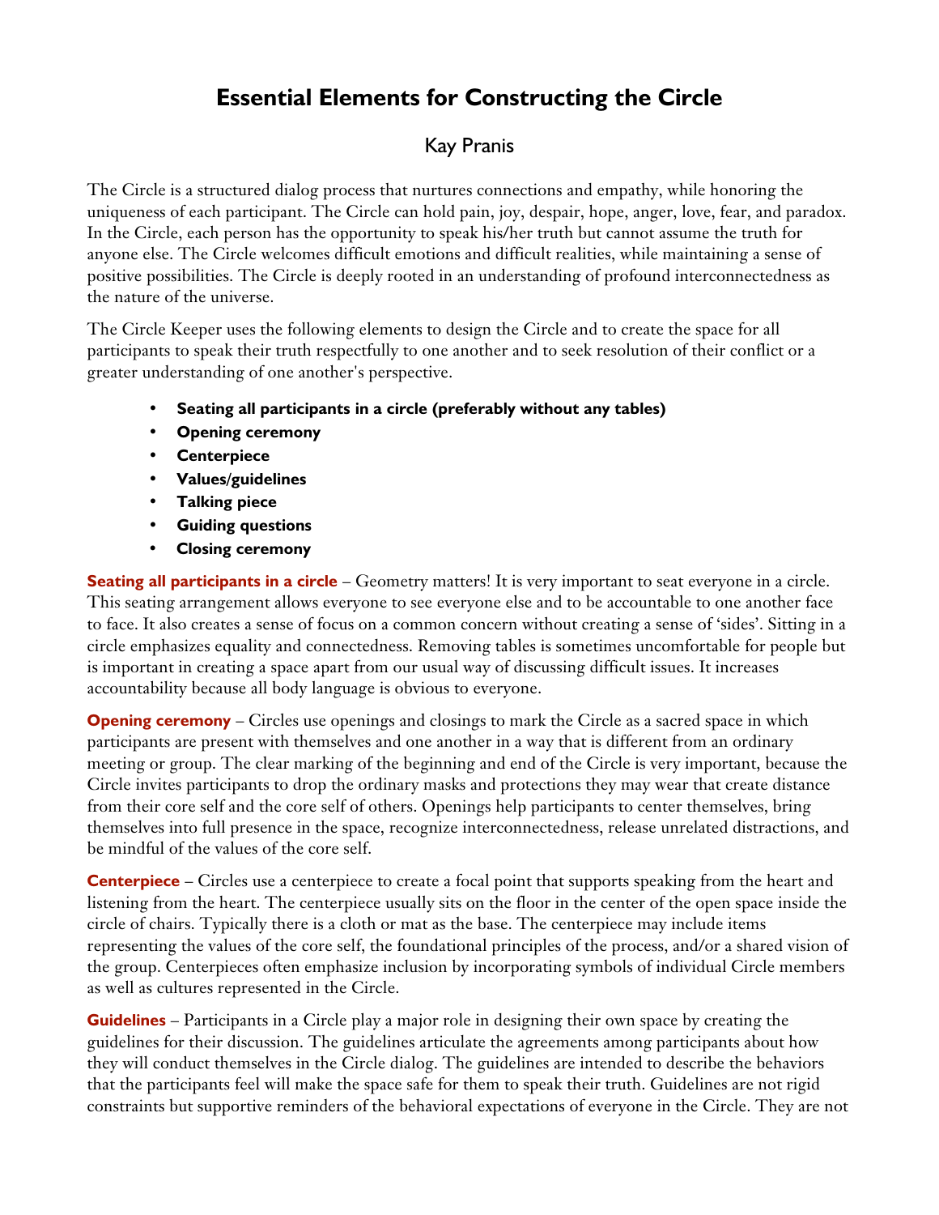# Essential Elements for Constructing the Circle

Kay Pranis

The Circle is a structured dialog process that nurtures connections and empathy, while honoring the uniqueness of each participant. The Circle can hold pain, joy, despair, hope, anger, love, fear, and paradox. In the Circle, each person has the opportunity to speak his/her truth but cannot assume the truth for anyone else. The Circle welcomes difficult emotions and difficult realities, while maintaining a sense of positive possibilities. The Circle is deeply rooted in an understanding of profound interconnectedness as the nature of the universe.

The Circle Keeper uses the following elements to design the Circle and to create the space for all participants to speak their truth respectfully to one another and to seek resolution of their conflict or a greater understanding of one another's perspective.

- **Seating all participants in a circle (preferably without any tables)**
- **Opening ceremony**
- **Centerpiece**
- **Values/guidelines**
- **Talking piece**
- **Guiding questions**
- **Closing ceremony**

**Seating all participants in a circle** – Geometry matters! It is very important to seat everyone in a circle. This seating arrangement allows everyone to see everyone else and to be accountable to one another face to face. It also creates a sense of focus on a common concern without creating a sense of 'sides'. Sitting in a circle emphasizes equality and connectedness. Removing tables is sometimes uncomfortable for people but is important in creating a space apart from our usual way of discussing difficult issues. It increases accountability because all body language is obvious to everyone.

**Opening ceremony** – Circles use openings and closings to mark the Circle as a sacred space in which participants are present with themselves and one another in a way that is different from an ordinary meeting or group. The clear marking of the beginning and end of the Circle is very important, because the Circle invites participants to drop the ordinary masks and protections they may wear that create distance from their core self and the core self of others. Openings help participants to center themselves, bring themselves into full presence in the space, recognize interconnectedness, release unrelated distractions, and be mindful of the values of the core self.

**Centerpiece** – Circles use a centerpiece to create a focal point that supports speaking from the heart and listening from the heart. The centerpiece usually sits on the floor in the center of the open space inside the circle of chairs. Typically there is a cloth or mat as the base. The centerpiece may include items representing the values of the core self, the foundational principles of the process, and/or a shared vision of the group. Centerpieces often emphasize inclusion by incorporating symbols of individual Circle members as well as cultures represented in the Circle.

**Guidelines** – Participants in a Circle play a major role in designing their own space by creating the guidelines for their discussion. The guidelines articulate the agreements among participants about how they will conduct themselves in the Circle dialog. The guidelines are intended to describe the behaviors that the participants feel will make the space safe for them to speak their truth. Guidelines are not rigid constraints but supportive reminders of the behavioral expectations of everyone in the Circle. They are not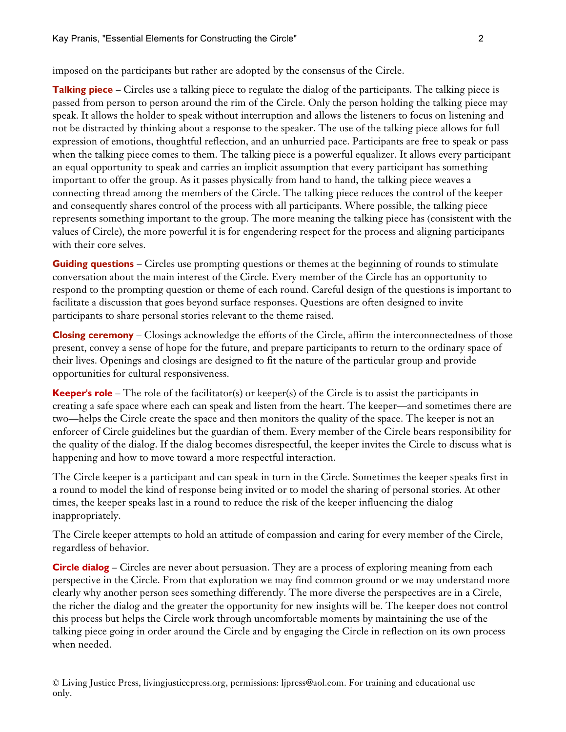imposed on the participants but rather are adopted by the consensus of the Circle.

**Talking piece** – Circles use a talking piece to regulate the dialog of the participants. The talking piece is passed from person to person around the rim of the Circle. Only the person holding the talking piece may speak. It allows the holder to speak without interruption and allows the listeners to focus on listening and not be distracted by thinking about a response to the speaker. The use of the talking piece allows for full expression of emotions, thoughtful reflection, and an unhurried pace. Participants are free to speak or pass when the talking piece comes to them. The talking piece is a powerful equalizer. It allows every participant an equal opportunity to speak and carries an implicit assumption that every participant has something important to offer the group. As it passes physically from hand to hand, the talking piece weaves a connecting thread among the members of the Circle. The talking piece reduces the control of the keeper and consequently shares control of the process with all participants. Where possible, the talking piece represents something important to the group. The more meaning the talking piece has (consistent with the values of Circle), the more powerful it is for engendering respect for the process and aligning participants with their core selves.

**Guiding questions** – Circles use prompting questions or themes at the beginning of rounds to stimulate conversation about the main interest of the Circle. Every member of the Circle has an opportunity to respond to the prompting question or theme of each round. Careful design of the questions is important to facilitate a discussion that goes beyond surface responses. Questions are often designed to invite participants to share personal stories relevant to the theme raised.

**Closing ceremony** – Closings acknowledge the efforts of the Circle, affirm the interconnectedness of those present, convey a sense of hope for the future, and prepare participants to return to the ordinary space of their lives. Openings and closings are designed to fit the nature of the particular group and provide opportunities for cultural responsiveness.

**Keeper's role** – The role of the facilitator(s) or keeper(s) of the Circle is to assist the participants in creating a safe space where each can speak and listen from the heart. The keeper—and sometimes there are two—helps the Circle create the space and then monitors the quality of the space. The keeper is not an enforcer of Circle guidelines but the guardian of them. Every member of the Circle bears responsibility for the quality of the dialog. If the dialog becomes disrespectful, the keeper invites the Circle to discuss what is happening and how to move toward a more respectful interaction.

The Circle keeper is a participant and can speak in turn in the Circle. Sometimes the keeper speaks first in a round to model the kind of response being invited or to model the sharing of personal stories. At other times, the keeper speaks last in a round to reduce the risk of the keeper influencing the dialog inappropriately.

The Circle keeper attempts to hold an attitude of compassion and caring for every member of the Circle, regardless of behavior.

**Circle dialog** – Circles are never about persuasion. They are a process of exploring meaning from each perspective in the Circle. From that exploration we may find common ground or we may understand more clearly why another person sees something differently. The more diverse the perspectives are in a Circle, the richer the dialog and the greater the opportunity for new insights will be. The keeper does not control this process but helps the Circle work through uncomfortable moments by maintaining the use of the talking piece going in order around the Circle and by engaging the Circle in reflection on its own process when needed.

© Living Justice Press, livingjusticepress.org, permissions: ljpress@aol.com. For training and educational use only.